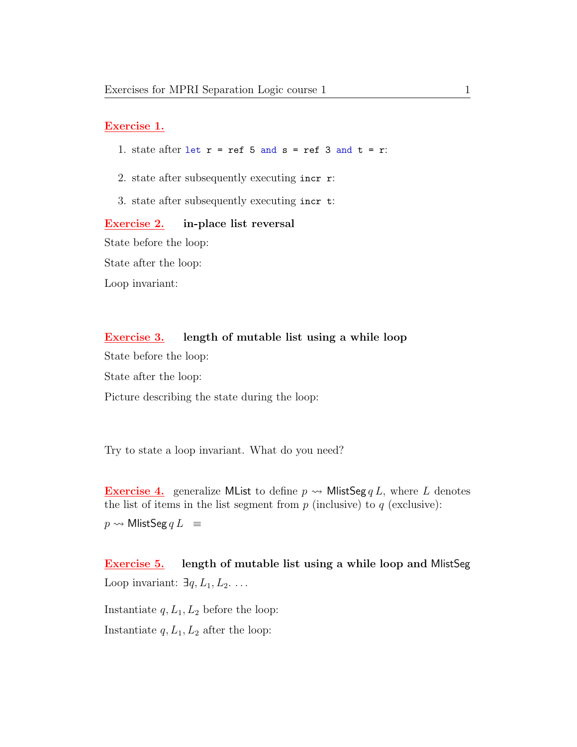**Exercise 1.**

1. state after `let r = ref 5 and s = ref 3 and t = r`:

2. state after subsequently executing `incr r`:

3. state after subsequently executing `incr t`:

**Exercise 2.** **in-place list reversal**

State before the loop:

State after the loop:

Loop invariant:

**Exercise 3.** **length of mutable list using a while loop**

State before the loop:

State after the loop:

Picture describing the state during the loop:

Try to state a loop invariant. What do you need?

**Exercise 4.** generalize MList to define $p \rightsquigarrow \mathsf{MlistSeg}\, q\, L$, where $L$ denotes the list of items in the list segment from $p$ (inclusive) to $q$ (exclusive):

$p \rightsquigarrow \mathsf{MlistSeg}\, q\, L \quad \equiv$

**Exercise 5.** **length of mutable list using a while loop and MlistSeg**

Loop invariant: $\exists q, L_1, L_2. \ \ldots$

Instantiate $q, L_1, L_2$ before the loop:

Instantiate $q, L_1, L_2$ after the loop: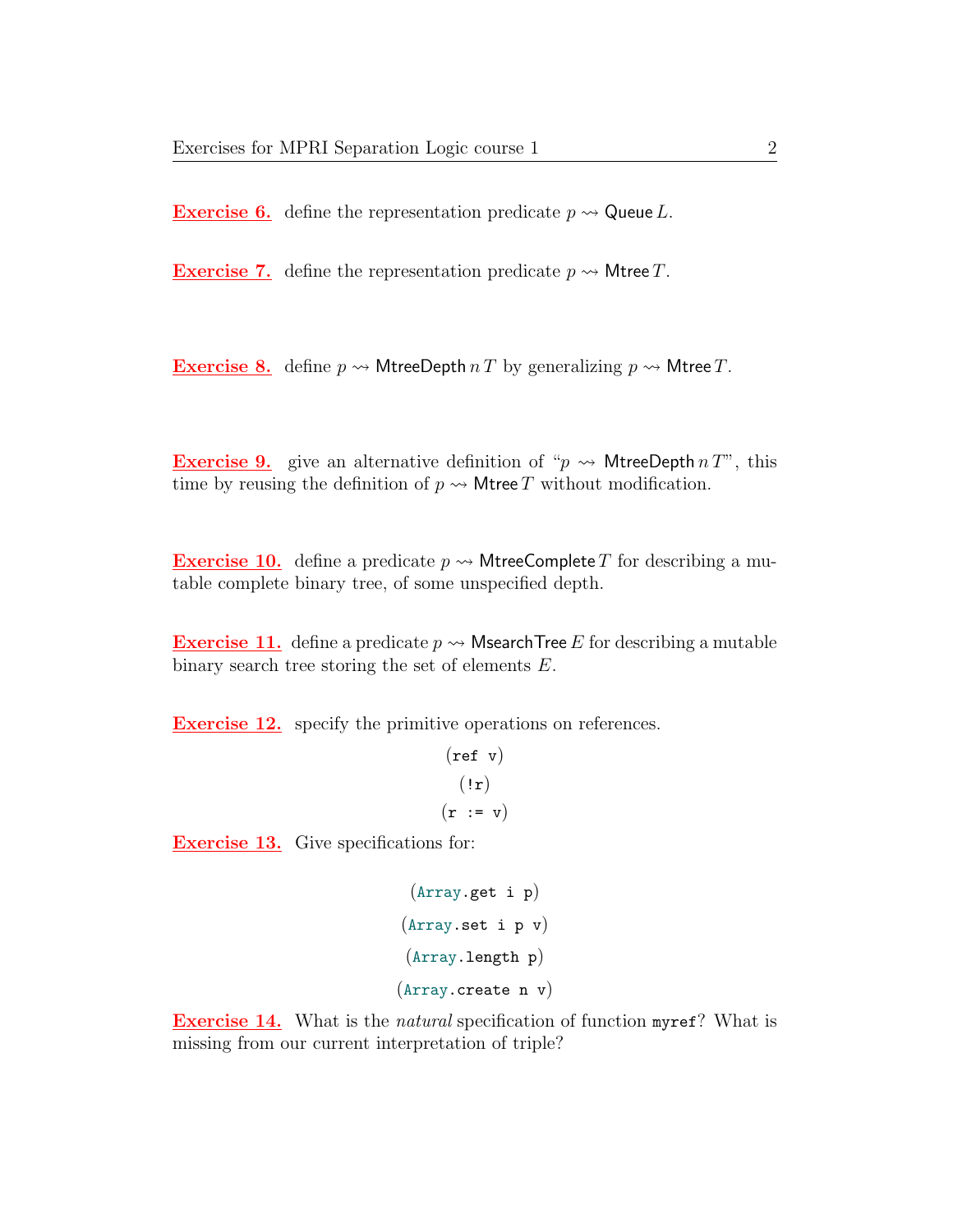**Exercise 6.** define the representation predicate $p \leadsto \mathsf{Queue}\, L$.

**Exercise 7.** define the representation predicate $p \leadsto \mathsf{Mtree}\, T$.

**Exercise 8.** define $p \leadsto \mathsf{MtreeDepth}\, n\, T$ by generalizing $p \leadsto \mathsf{Mtree}\, T$.

**Exercise 9.** give an alternative definition of "$p \leadsto \mathsf{MtreeDepth}\, n\, T$", this time by reusing the definition of $p \leadsto \mathsf{Mtree}\, T$ without modification.

**Exercise 10.** define a predicate $p \leadsto \mathsf{MtreeComplete}\, T$ for describing a mutable complete binary tree, of some unspecified depth.

**Exercise 11.** define a predicate $p \leadsto \mathsf{MsearchTree}\, E$ for describing a mutable binary search tree storing the set of elements $E$.

**Exercise 12.** specify the primitive operations on references.

```
(ref v)
(!r)
(r := v)
```

**Exercise 13.** Give specifications for:

```
(Array.get i p)
(Array.set i p v)
(Array.length p)
(Array.create n v)
```

**Exercise 14.** What is the *natural* specification of function `myref`? What is missing from our current interpretation of triple?